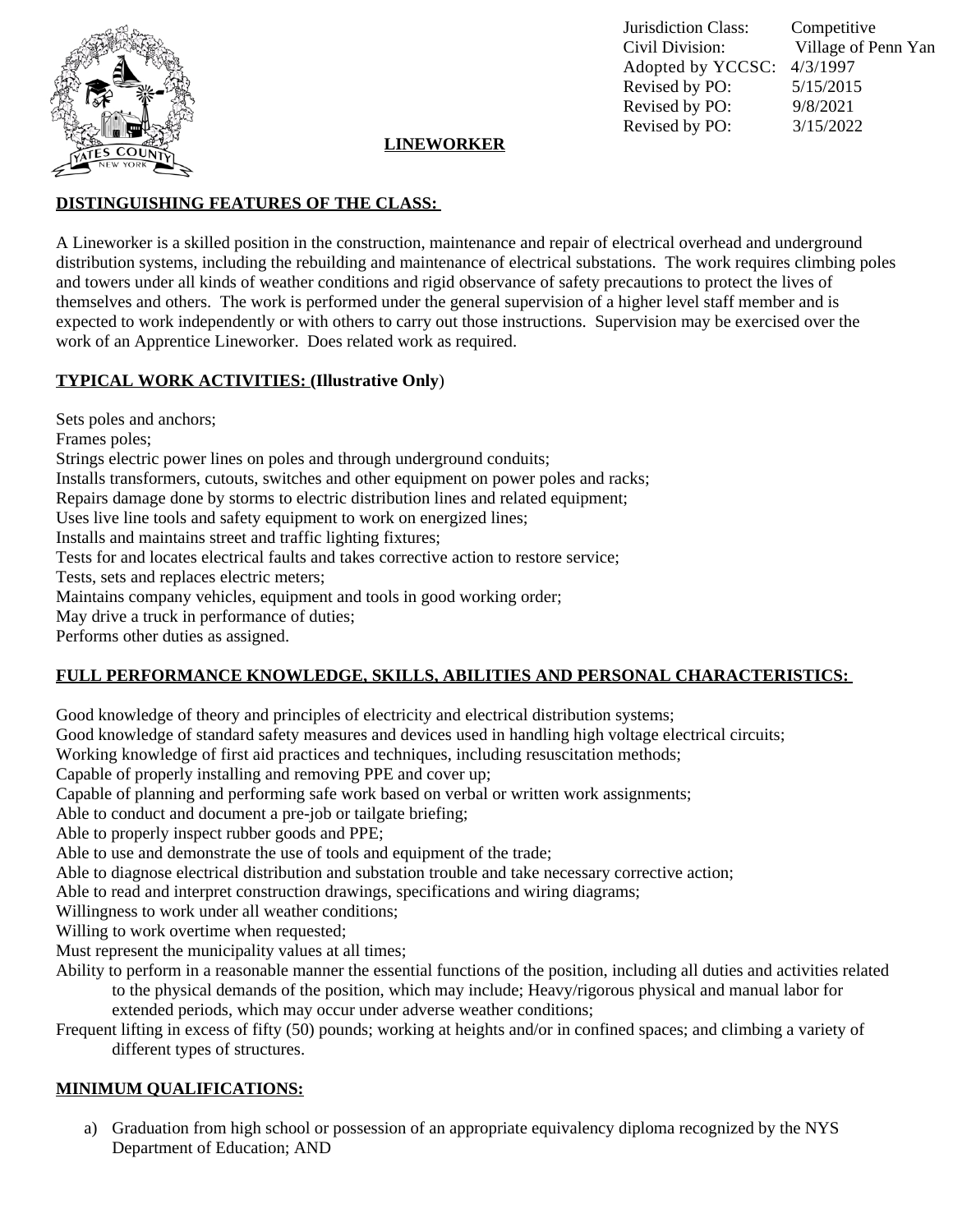| | |
|---|---|
| Jurisdiction Class: | Competitive |
| Civil Division: | Village of Penn Yan |
| Adopted by YCCSC: | 4/3/1997 |
| Revised by PO: | 5/15/2015 |
| Revised by PO: | 9/8/2021 |
| Revised by PO: | 3/15/2022 |

# LINEWORKER

## DISTINGUISHING FEATURES OF THE CLASS:

A Lineworker is a skilled position in the construction, maintenance and repair of electrical overhead and underground distribution systems, including the rebuilding and maintenance of electrical substations. The work requires climbing poles and towers under all kinds of weather conditions and rigid observance of safety precautions to protect the lives of themselves and others. The work is performed under the general supervision of a higher level staff member and is expected to work independently or with others to carry out those instructions. Supervision may be exercised over the work of an Apprentice Lineworker. Does related work as required.

## TYPICAL WORK ACTIVITIES: (Illustrative Only)

Sets poles and anchors;
Frames poles;
Strings electric power lines on poles and through underground conduits;
Installs transformers, cutouts, switches and other equipment on power poles and racks;
Repairs damage done by storms to electric distribution lines and related equipment;
Uses live line tools and safety equipment to work on energized lines;
Installs and maintains street and traffic lighting fixtures;
Tests for and locates electrical faults and takes corrective action to restore service;
Tests, sets and replaces electric meters;
Maintains company vehicles, equipment and tools in good working order;
May drive a truck in performance of duties;
Performs other duties as assigned.

## FULL PERFORMANCE KNOWLEDGE, SKILLS, ABILITIES AND PERSONAL CHARACTERISTICS:

Good knowledge of theory and principles of electricity and electrical distribution systems;
Good knowledge of standard safety measures and devices used in handling high voltage electrical circuits;
Working knowledge of first aid practices and techniques, including resuscitation methods;
Capable of properly installing and removing PPE and cover up;
Capable of planning and performing safe work based on verbal or written work assignments;
Able to conduct and document a pre-job or tailgate briefing;
Able to properly inspect rubber goods and PPE;
Able to use and demonstrate the use of tools and equipment of the trade;
Able to diagnose electrical distribution and substation trouble and take necessary corrective action;
Able to read and interpret construction drawings, specifications and wiring diagrams;
Willingness to work under all weather conditions;
Willing to work overtime when requested;
Must represent the municipality values at all times;
Ability to perform in a reasonable manner the essential functions of the position, including all duties and activities related to the physical demands of the position, which may include; Heavy/rigorous physical and manual labor for extended periods, which may occur under adverse weather conditions;
Frequent lifting in excess of fifty (50) pounds; working at heights and/or in confined spaces; and climbing a variety of different types of structures.

## MINIMUM QUALIFICATIONS:

a) Graduation from high school or possession of an appropriate equivalency diploma recognized by the NYS Department of Education; AND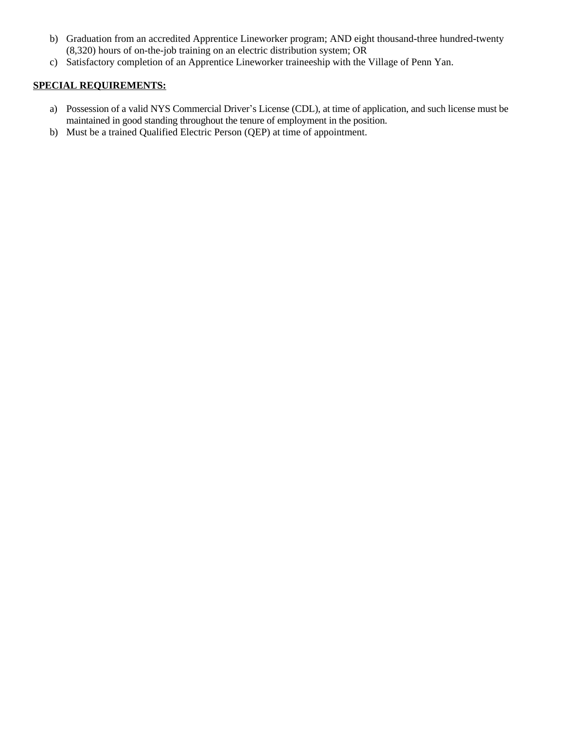b) Graduation from an accredited Apprentice Lineworker program; AND eight thousand-three hundred-twenty (8,320) hours of on-the-job training on an electric distribution system; OR
c) Satisfactory completion of an Apprentice Lineworker traineeship with the Village of Penn Yan.

**SPECIAL REQUIREMENTS:**

a) Possession of a valid NYS Commercial Driver's License (CDL), at time of application, and such license must be maintained in good standing throughout the tenure of employment in the position.
b) Must be a trained Qualified Electric Person (QEP) at time of appointment.